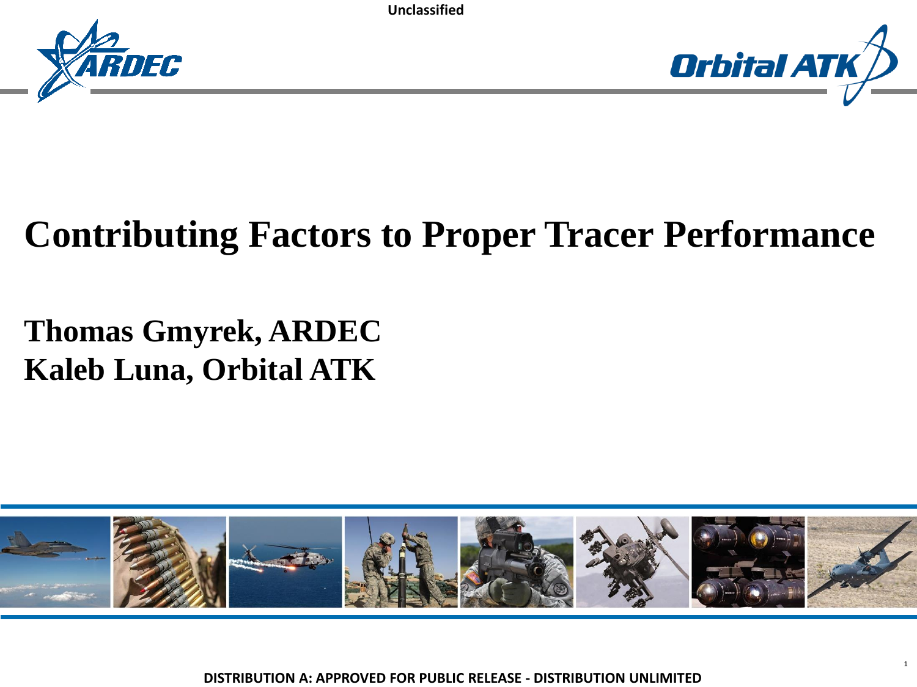Unclassified

# Contributing Factors to Proper Tracer Performance

**Thomas Gmyrek, ARDEC**
**Kaleb Luna, Orbital ATK**

DISTRIBUTION A: APPROVED FOR PUBLIC RELEASE - DISTRIBUTION UNLIMITED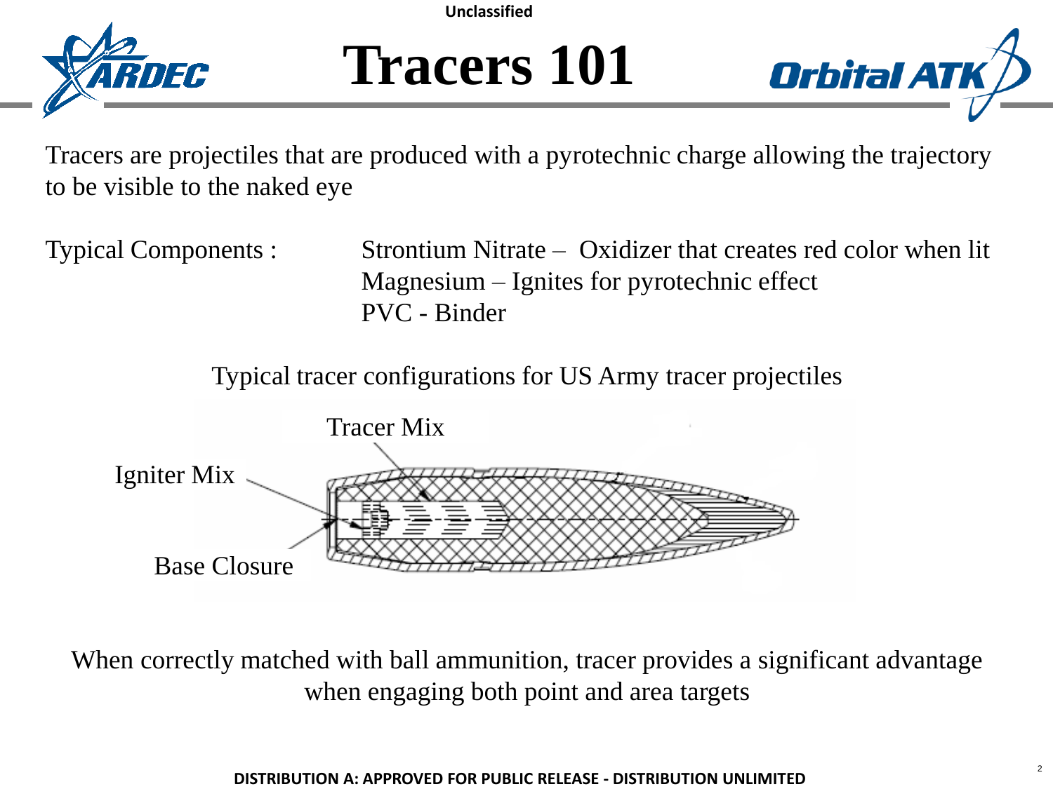# Tracers 101

Tracers are projectiles that are produced with a pyrotechnic charge allowing the trajectory to be visible to the naked eye

Typical Components :

- Strontium Nitrate – Oxidizer that creates red color when lit
- Magnesium – Ignites for pyrotechnic effect
- PVC - Binder

Typical tracer configurations for US Army tracer projectiles

Tracer Mix

Igniter Mix

Base Closure

When correctly matched with ball ammunition, tracer provides a significant advantage when engaging both point and area targets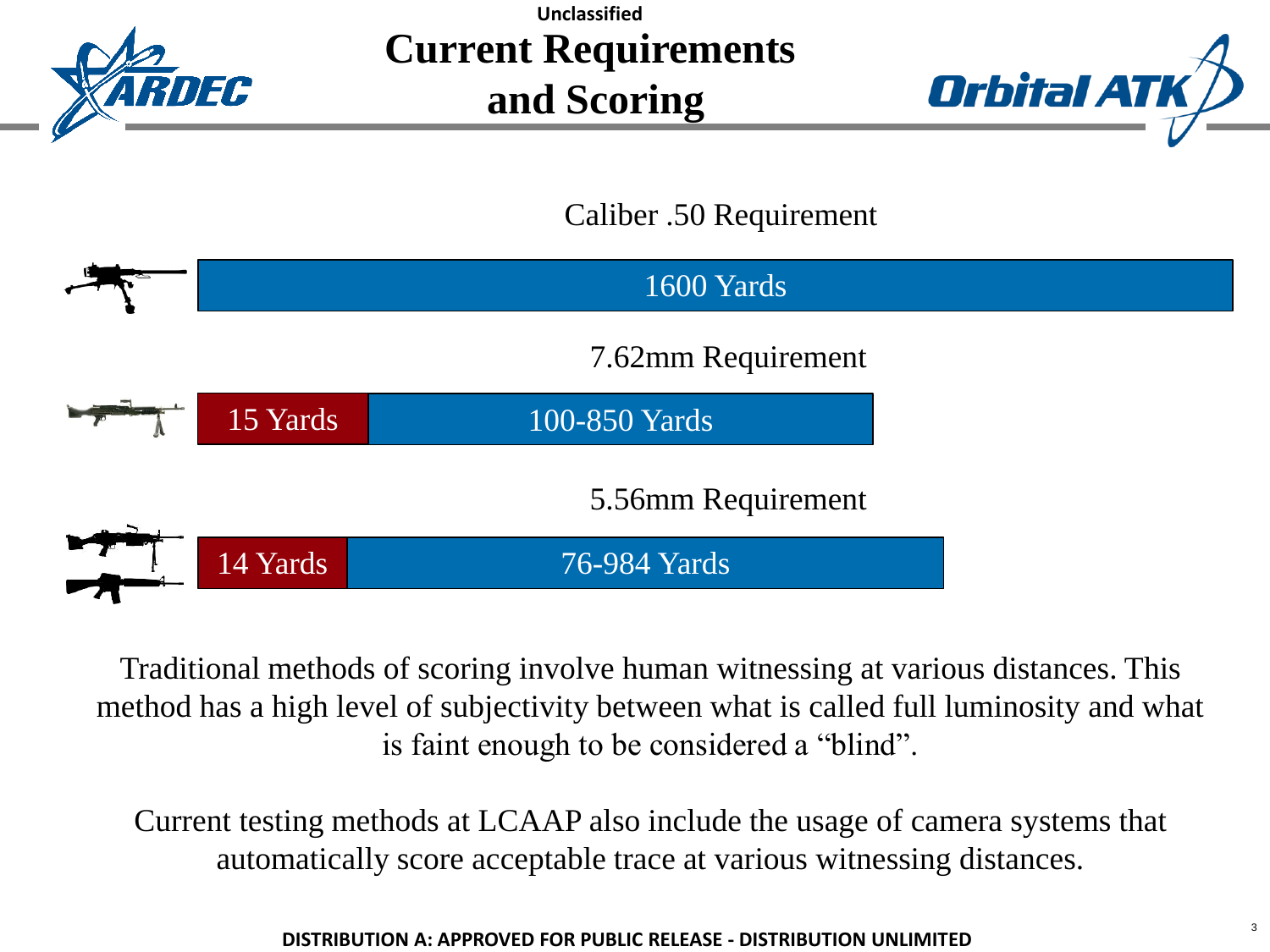Unclassified

# Current Requirements and Scoring

Caliber .50 Requirement

1600 Yards

7.62mm Requirement

15 Yards | 100-850 Yards

5.56mm Requirement

14 Yards | 76-984 Yards

Traditional methods of scoring involve human witnessing at various distances. This method has a high level of subjectivity between what is called full luminosity and what is faint enough to be considered a "blind".

Current testing methods at LCAAP also include the usage of camera systems that automatically score acceptable trace at various witnessing distances.

DISTRIBUTION A: APPROVED FOR PUBLIC RELEASE - DISTRIBUTION UNLIMITED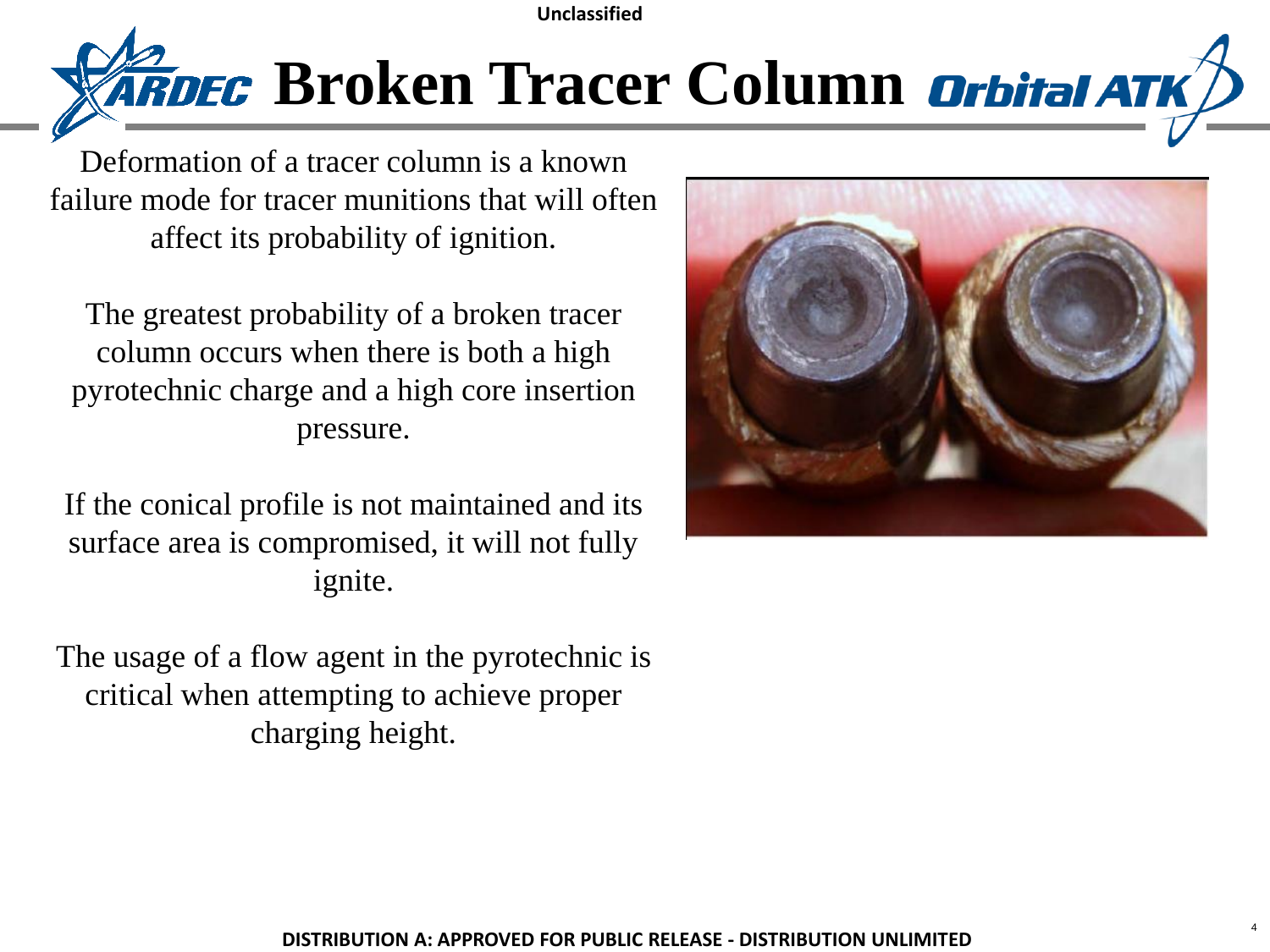# Broken Tracer Column

Deformation of a tracer column is a known failure mode for tracer munitions that will often affect its probability of ignition.

The greatest probability of a broken tracer column occurs when there is both a high pyrotechnic charge and a high core insertion pressure.

If the conical profile is not maintained and its surface area is compromised, it will not fully ignite.

The usage of a flow agent in the pyrotechnic is critical when attempting to achieve proper charging height.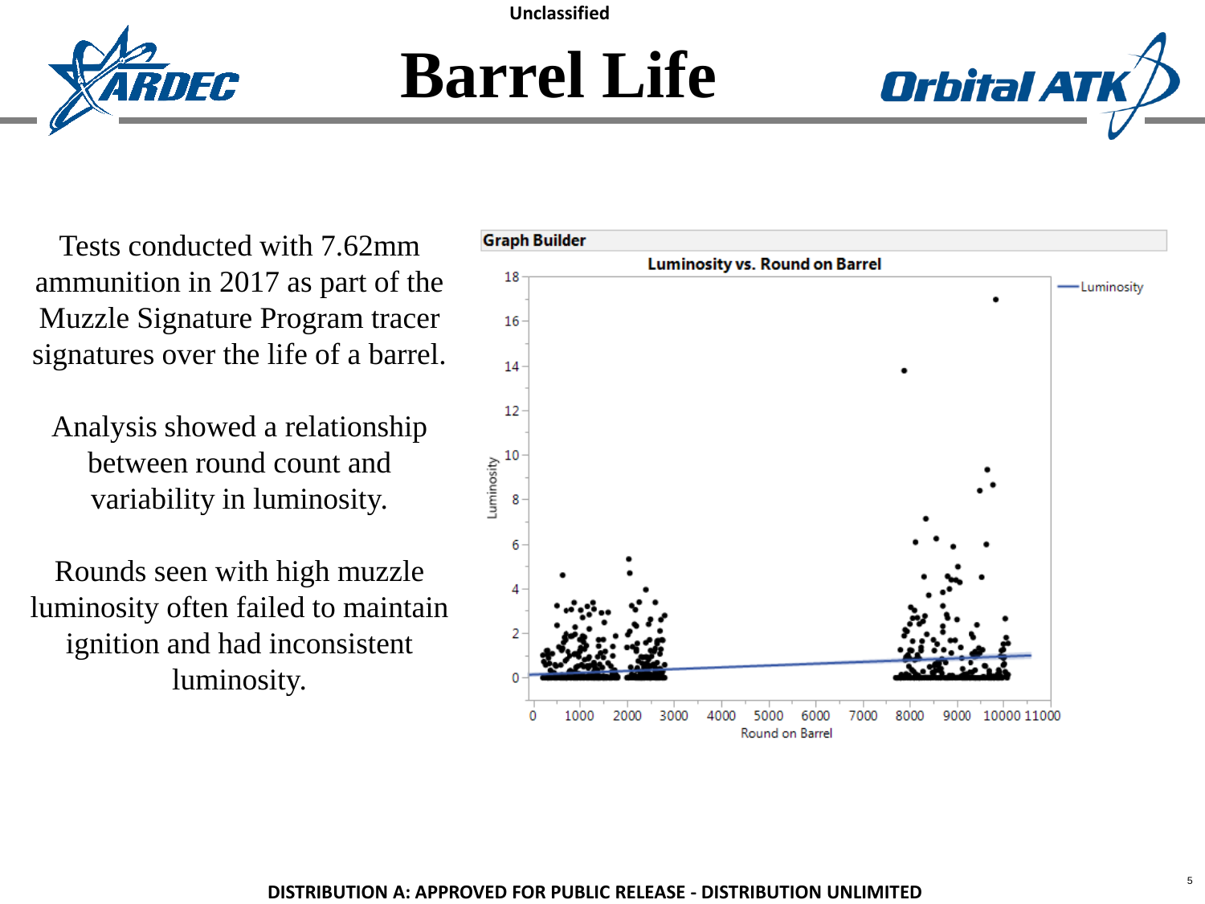# Barrel Life

Tests conducted with 7.62mm ammunition in 2017 as part of the Muzzle Signature Program tracer signatures over the life of a barrel.

Analysis showed a relationship between round count and variability in luminosity.

Rounds seen with high muzzle luminosity often failed to maintain ignition and had inconsistent luminosity.

Graph Builder

Luminosity vs. Round on Barrel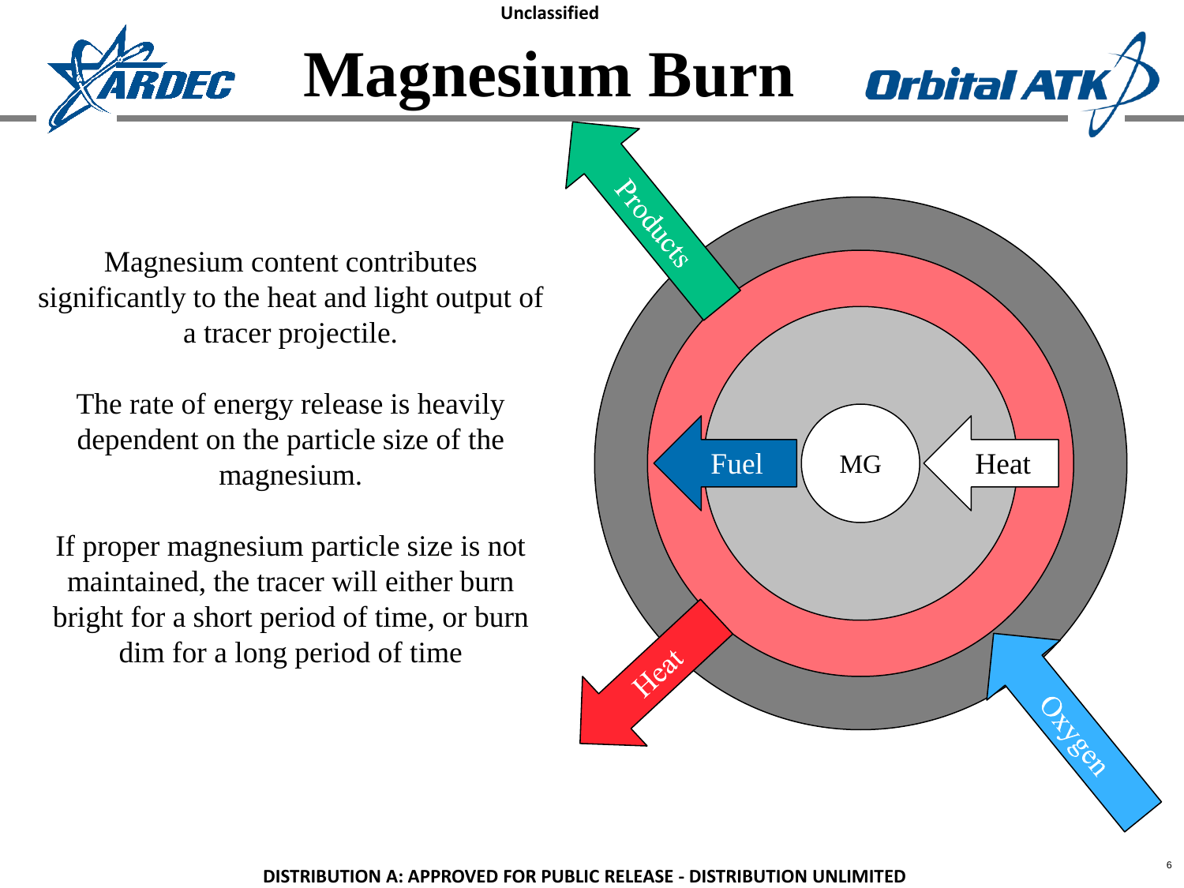# Magnesium Burn

Magnesium content contributes significantly to the heat and light output of a tracer projectile.

The rate of energy release is heavily dependent on the particle size of the magnesium.

If proper magnesium particle size is not maintained, the tracer will either burn bright for a short period of time, or burn dim for a long period of time

Products

Fuel

MG

Heat

Heat

Oxygen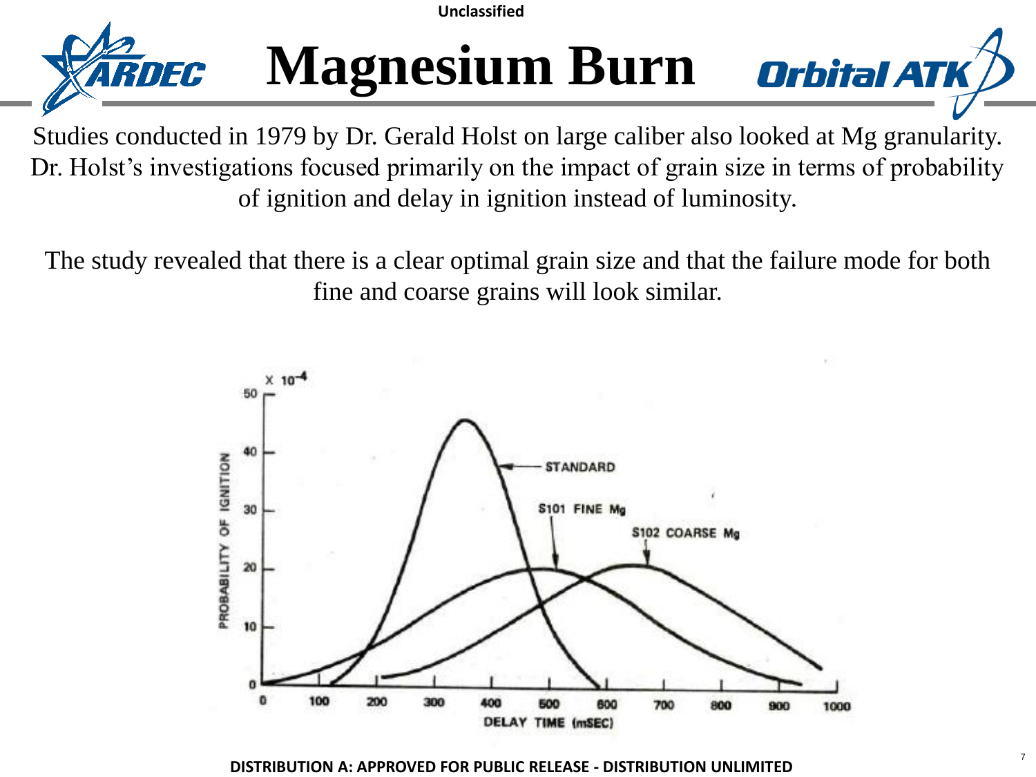# Magnesium Burn

Studies conducted in 1979 by Dr. Gerald Holst on large caliber also looked at Mg granularity. Dr. Holst's investigations focused primarily on the impact of grain size in terms of probability of ignition and delay in ignition instead of luminosity.

The study revealed that there is a clear optimal grain size and that the failure mode for both fine and coarse grains will look similar.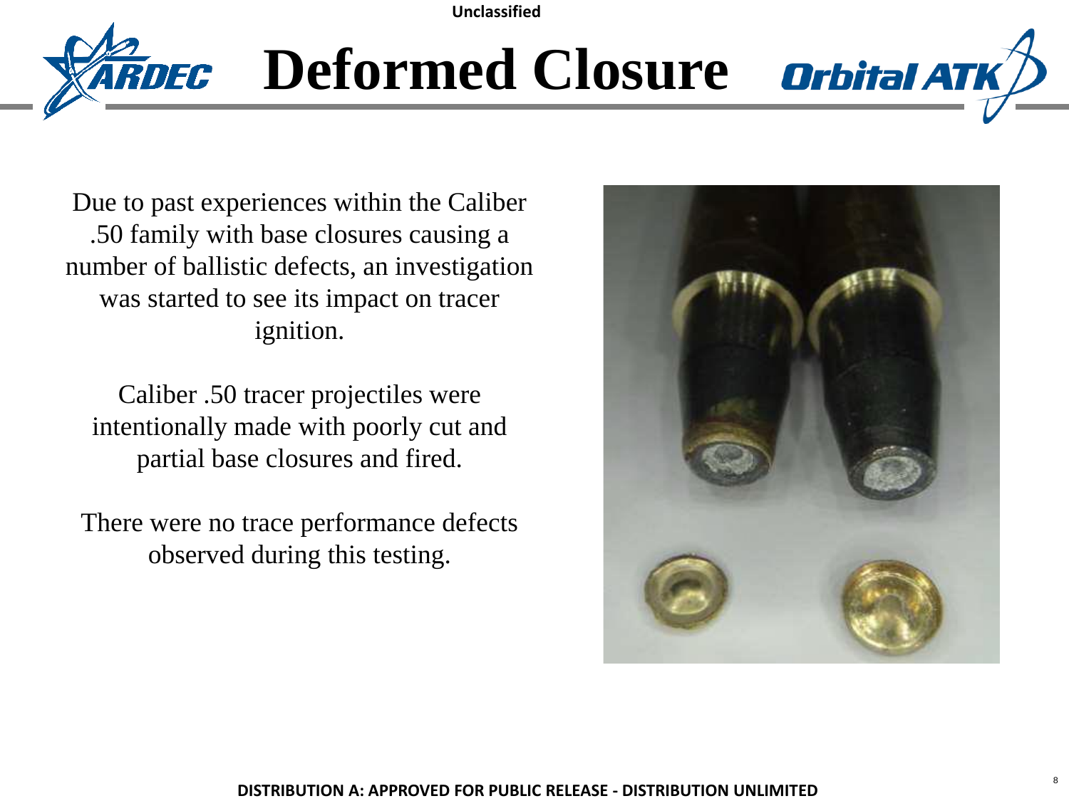# Deformed Closure

Due to past experiences within the Caliber .50 family with base closures causing a number of ballistic defects, an investigation was started to see its impact on tracer ignition.

Caliber .50 tracer projectiles were intentionally made with poorly cut and partial base closures and fired.

There were no trace performance defects observed during this testing.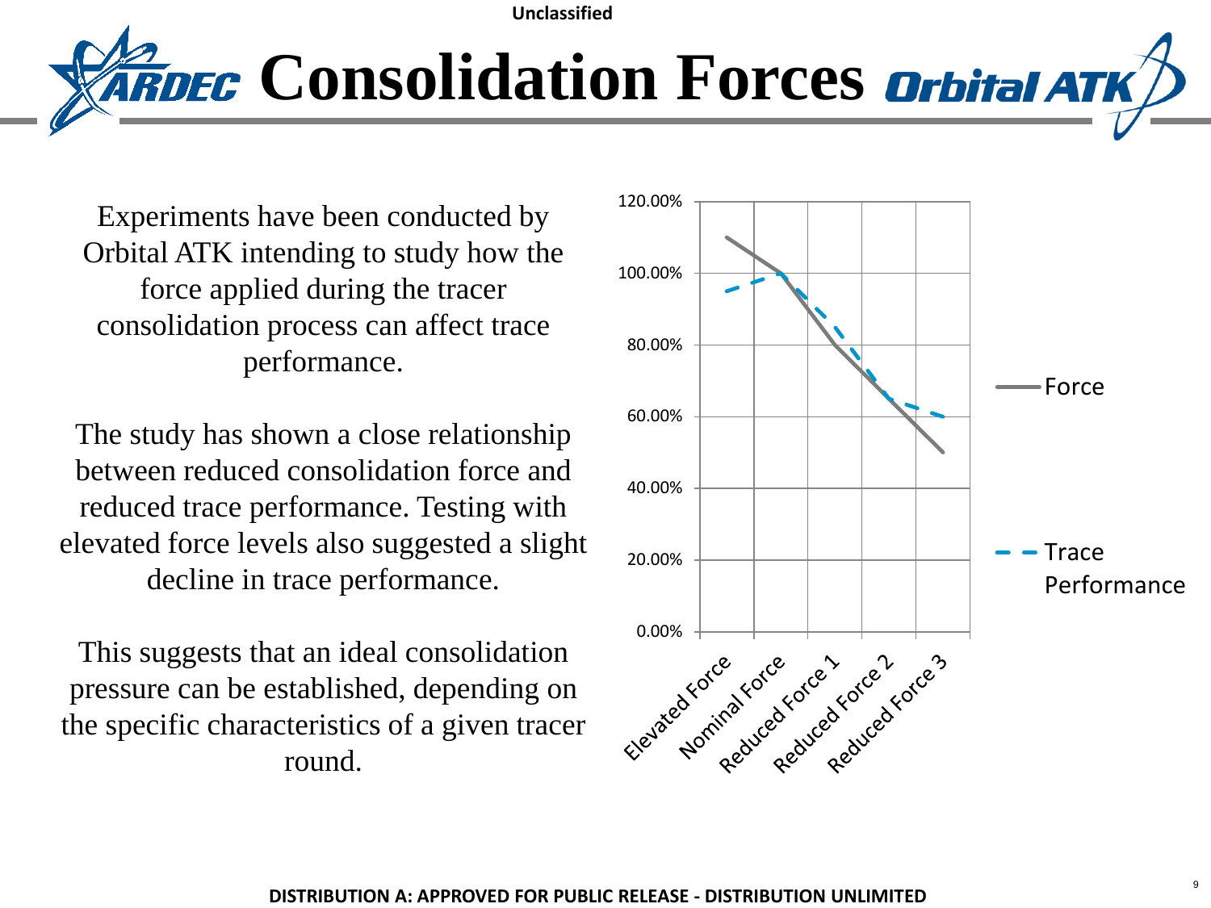# Consolidation Forces

Experiments have been conducted by Orbital ATK intending to study how the force applied during the tracer consolidation process can affect trace performance.

The study has shown a close relationship between reduced consolidation force and reduced trace performance. Testing with elevated force levels also suggested a slight decline in trace performance.

This suggests that an ideal consolidation pressure can be established, depending on the specific characteristics of a given tracer round.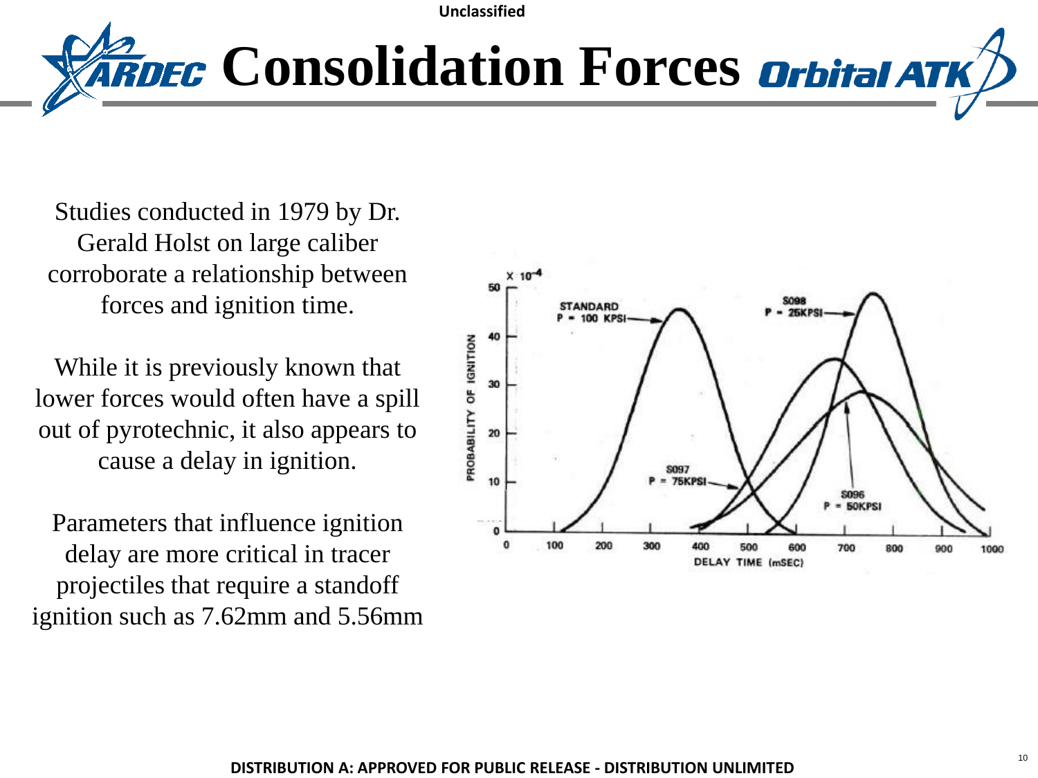# Consolidation Forces

Studies conducted in 1979 by Dr. Gerald Holst on large caliber corroborate a relationship between forces and ignition time.

While it is previously known that lower forces would often have a spill out of pyrotechnic, it also appears to cause a delay in ignition.

Parameters that influence ignition delay are more critical in tracer projectiles that require a standoff ignition such as 7.62mm and 5.56mm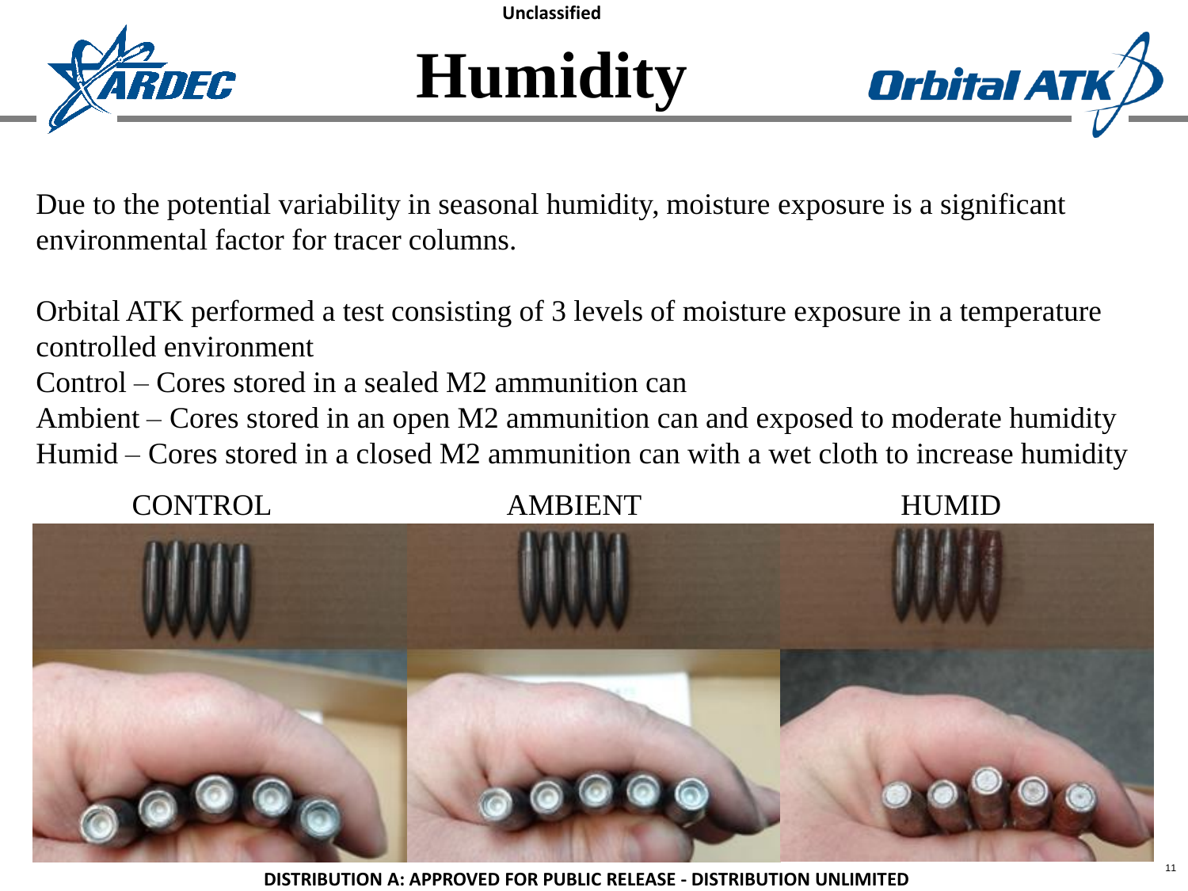# Humidity

Due to the potential variability in seasonal humidity, moisture exposure is a significant environmental factor for tracer columns.

Orbital ATK performed a test consisting of 3 levels of moisture exposure in a temperature controlled environment

Control – Cores stored in a sealed M2 ammunition can

Ambient – Cores stored in an open M2 ammunition can and exposed to moderate humidity

Humid – Cores stored in a closed M2 ammunition can with a wet cloth to increase humidity

CONTROL AMBIENT HUMID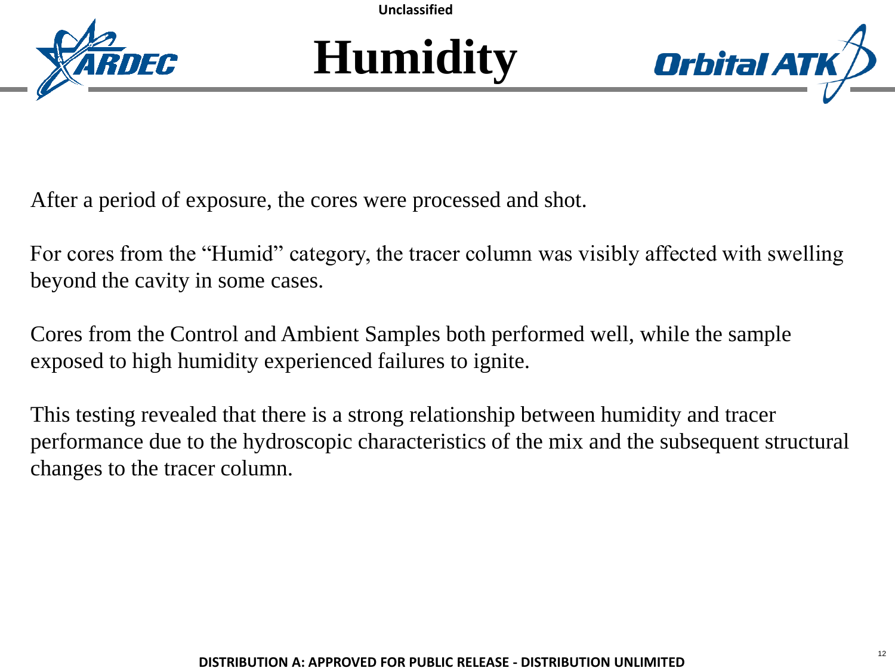# Humidity

After a period of exposure, the cores were processed and shot.

For cores from the “Humid” category, the tracer column was visibly affected with swelling beyond the cavity in some cases.

Cores from the Control and Ambient Samples both performed well, while the sample exposed to high humidity experienced failures to ignite.

This testing revealed that there is a strong relationship between humidity and tracer performance due to the hydroscopic characteristics of the mix and the subsequent structural changes to the tracer column.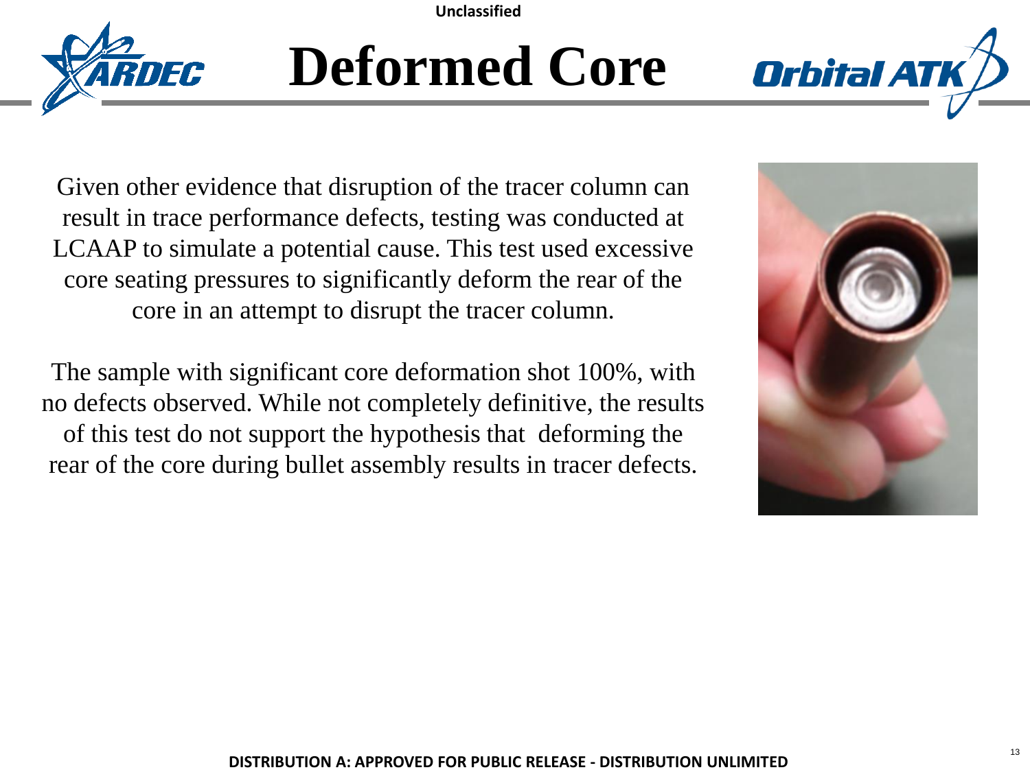# Deformed Core

Given other evidence that disruption of the tracer column can result in trace performance defects, testing was conducted at LCAAP to simulate a potential cause. This test used excessive core seating pressures to significantly deform the rear of the core in an attempt to disrupt the tracer column.

The sample with significant core deformation shot 100%, with no defects observed. While not completely definitive, the results of this test do not support the hypothesis that deforming the rear of the core during bullet assembly results in tracer defects.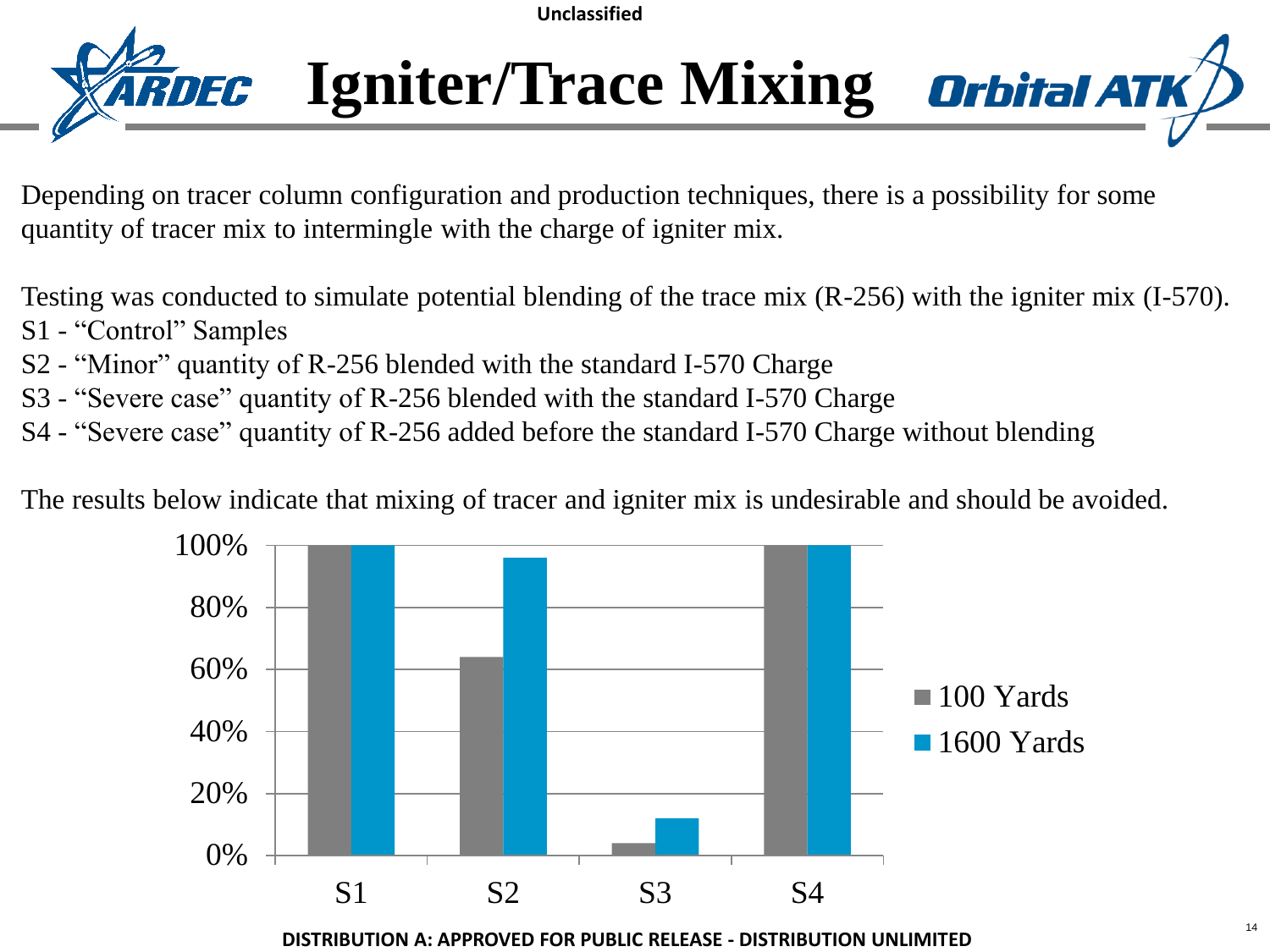# Igniter/Trace Mixing

Depending on tracer column configuration and production techniques, there is a possibility for some quantity of tracer mix to intermingle with the charge of igniter mix.

Testing was conducted to simulate potential blending of the trace mix (R-256) with the igniter mix (I-570).

S1 - "Control" Samples

S2 - "Minor" quantity of R-256 blended with the standard I-570 Charge

S3 - "Severe case" quantity of R-256 blended with the standard I-570 Charge

S4 - "Severe case" quantity of R-256 added before the standard I-570 Charge without blending

The results below indicate that mixing of tracer and igniter mix is undesirable and should be avoided.

| | 100 Yards | 1600 Yards |
|---|---|---|
| S1 | 100% | 100% |
| S2 | ~64% | ~96% |
| S3 | ~4% | ~12% |
| S4 | 100% | 100% |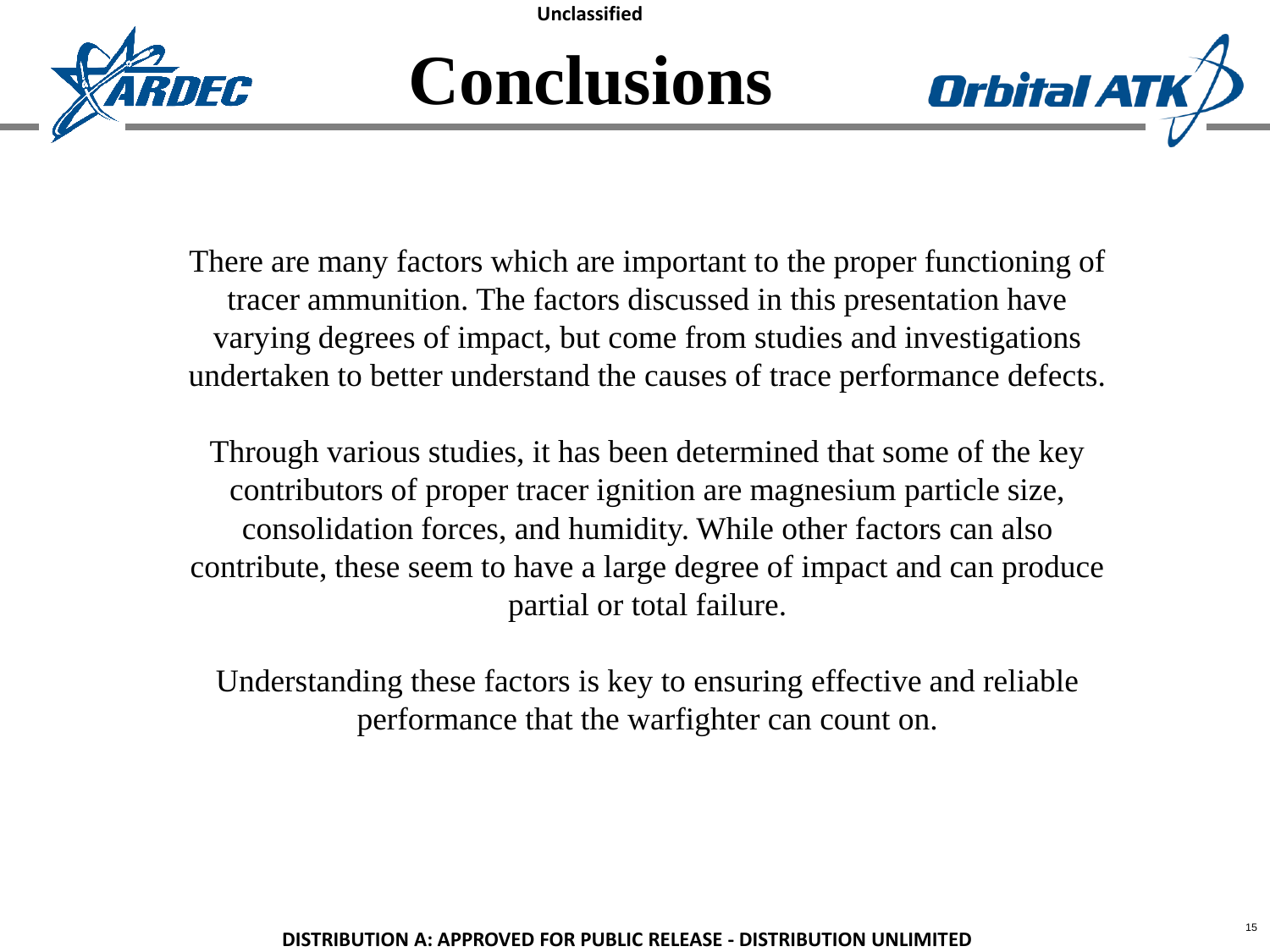# Conclusions

There are many factors which are important to the proper functioning of tracer ammunition. The factors discussed in this presentation have varying degrees of impact, but come from studies and investigations undertaken to better understand the causes of trace performance defects.

Through various studies, it has been determined that some of the key contributors of proper tracer ignition are magnesium particle size, consolidation forces, and humidity. While other factors can also contribute, these seem to have a large degree of impact and can produce partial or total failure.

Understanding these factors is key to ensuring effective and reliable performance that the warfighter can count on.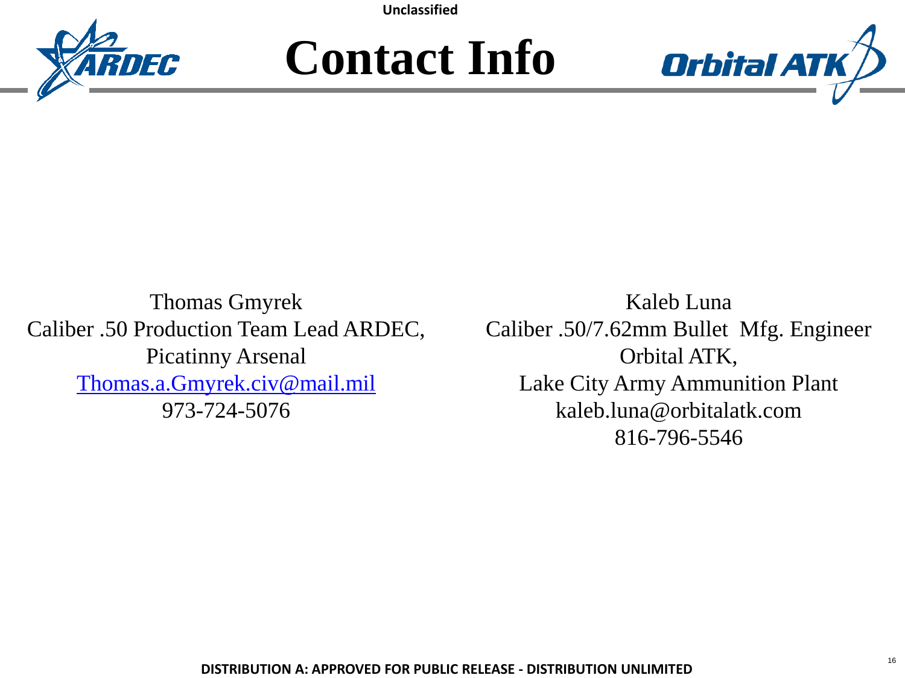# Contact Info

Thomas Gmyrek
Caliber .50 Production Team Lead ARDEC,
Picatinny Arsenal
Thomas.a.Gmyrek.civ@mail.mil
973-724-5076

Kaleb Luna
Caliber .50/7.62mm Bullet Mfg. Engineer
Orbital ATK,
Lake City Army Ammunition Plant
kaleb.luna@orbitalatk.com
816-796-5546